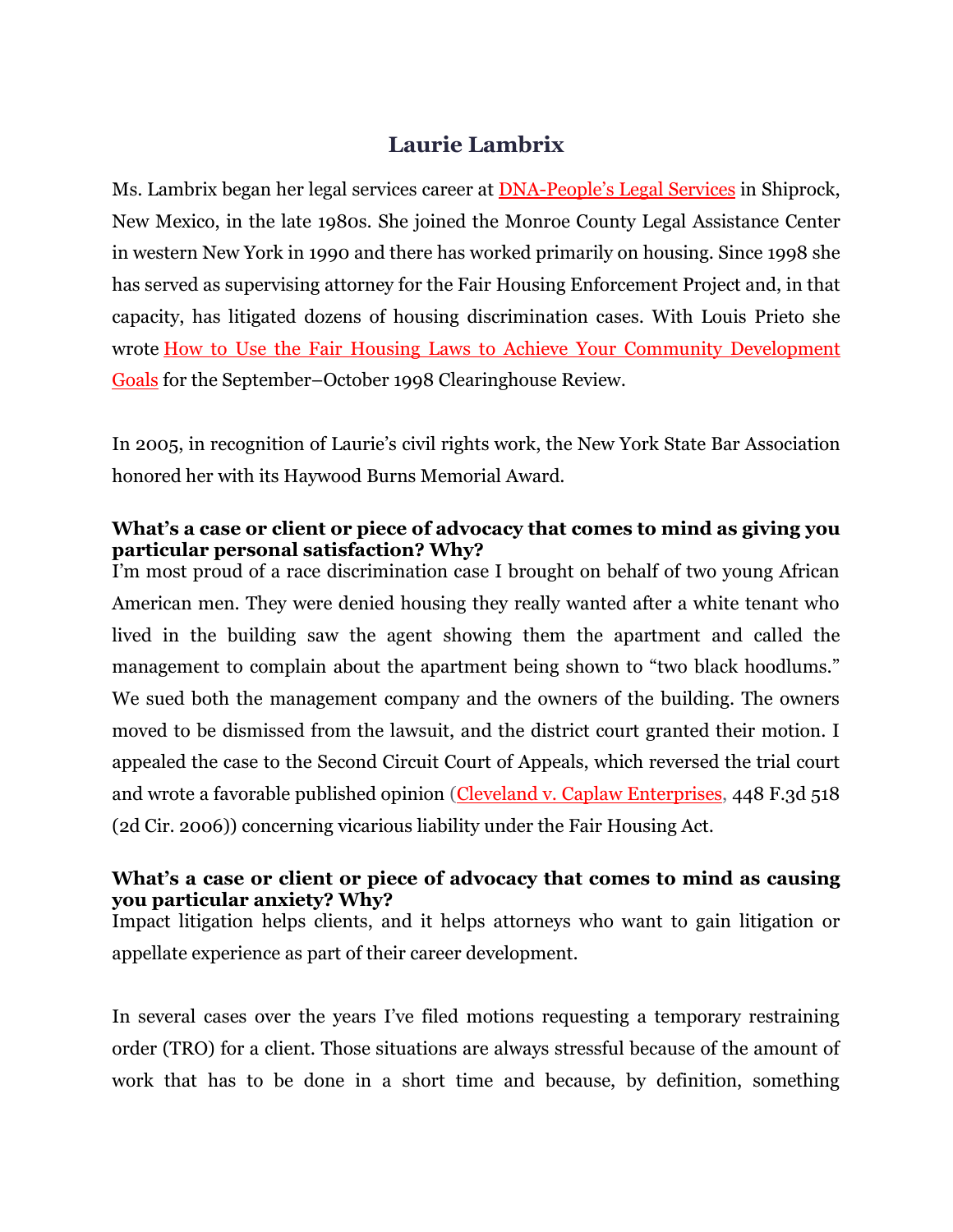# Laurie Lambrix

Ms. Lambrix began her legal services career at DNA-People's Legal Services in Shiprock, New Mexico, in the late 1980s. She joined the Monroe County Legal Assistance Center in western New York in 1990 and there has worked primarily on housing. Since 1998 she has served as supervising attorney for the Fair Housing Enforcement Project and, in that capacity, has litigated dozens of housing discrimination cases. With Louis Prieto she wrote How to Use the Fair Housing Laws to Achieve Your Community Development Goals for the September–October 1998 Clearinghouse Review.

In 2005, in recognition of Laurie's civil rights work, the New York State Bar Association honored her with its Haywood Burns Memorial Award.

**What's a case or client or piece of advocacy that comes to mind as giving you particular personal satisfaction? Why?**

I'm most proud of a race discrimination case I brought on behalf of two young African American men. They were denied housing they really wanted after a white tenant who lived in the building saw the agent showing them the apartment and called the management to complain about the apartment being shown to "two black hoodlums." We sued both the management company and the owners of the building. The owners moved to be dismissed from the lawsuit, and the district court granted their motion. I appealed the case to the Second Circuit Court of Appeals, which reversed the trial court and wrote a favorable published opinion (Cleveland v. Caplaw Enterprises, 448 F.3d 518 (2d Cir. 2006)) concerning vicarious liability under the Fair Housing Act.

**What's a case or client or piece of advocacy that comes to mind as causing you particular anxiety? Why?**

Impact litigation helps clients, and it helps attorneys who want to gain litigation or appellate experience as part of their career development.

In several cases over the years I've filed motions requesting a temporary restraining order (TRO) for a client. Those situations are always stressful because of the amount of work that has to be done in a short time and because, by definition, something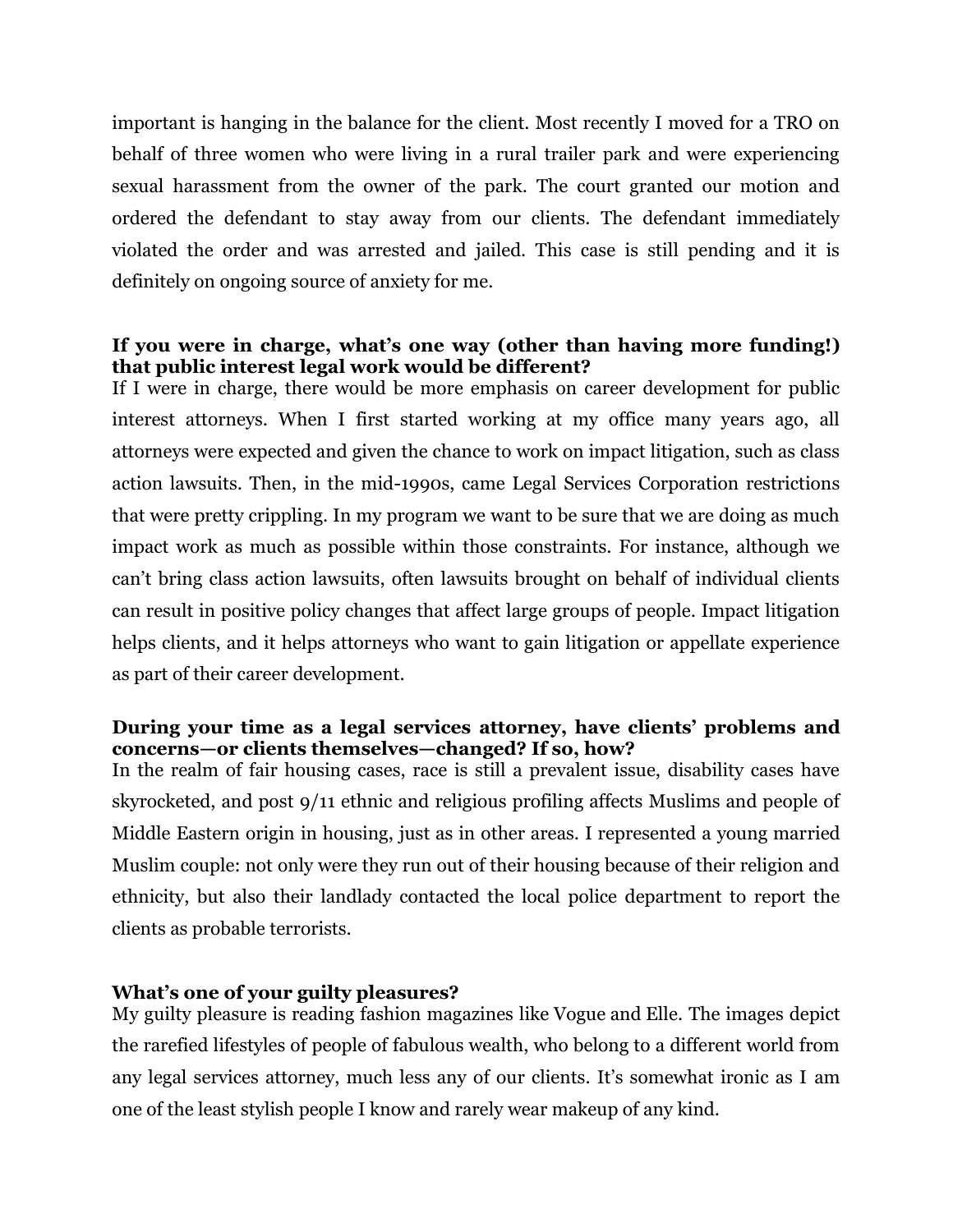important is hanging in the balance for the client. Most recently I moved for a TRO on behalf of three women who were living in a rural trailer park and were experiencing sexual harassment from the owner of the park. The court granted our motion and ordered the defendant to stay away from our clients. The defendant immediately violated the order and was arrested and jailed. This case is still pending and it is definitely on ongoing source of anxiety for me.

**If you were in charge, what's one way (other than having more funding!) that public interest legal work would be different?**

If I were in charge, there would be more emphasis on career development for public interest attorneys. When I first started working at my office many years ago, all attorneys were expected and given the chance to work on impact litigation, such as class action lawsuits. Then, in the mid-1990s, came Legal Services Corporation restrictions that were pretty crippling. In my program we want to be sure that we are doing as much impact work as much as possible within those constraints. For instance, although we can't bring class action lawsuits, often lawsuits brought on behalf of individual clients can result in positive policy changes that affect large groups of people. Impact litigation helps clients, and it helps attorneys who want to gain litigation or appellate experience as part of their career development.

**During your time as a legal services attorney, have clients' problems and concerns—or clients themselves—changed? If so, how?**

In the realm of fair housing cases, race is still a prevalent issue, disability cases have skyrocketed, and post 9/11 ethnic and religious profiling affects Muslims and people of Middle Eastern origin in housing, just as in other areas. I represented a young married Muslim couple: not only were they run out of their housing because of their religion and ethnicity, but also their landlady contacted the local police department to report the clients as probable terrorists.

**What's one of your guilty pleasures?**

My guilty pleasure is reading fashion magazines like Vogue and Elle. The images depict the rarefied lifestyles of people of fabulous wealth, who belong to a different world from any legal services attorney, much less any of our clients. It's somewhat ironic as I am one of the least stylish people I know and rarely wear makeup of any kind.